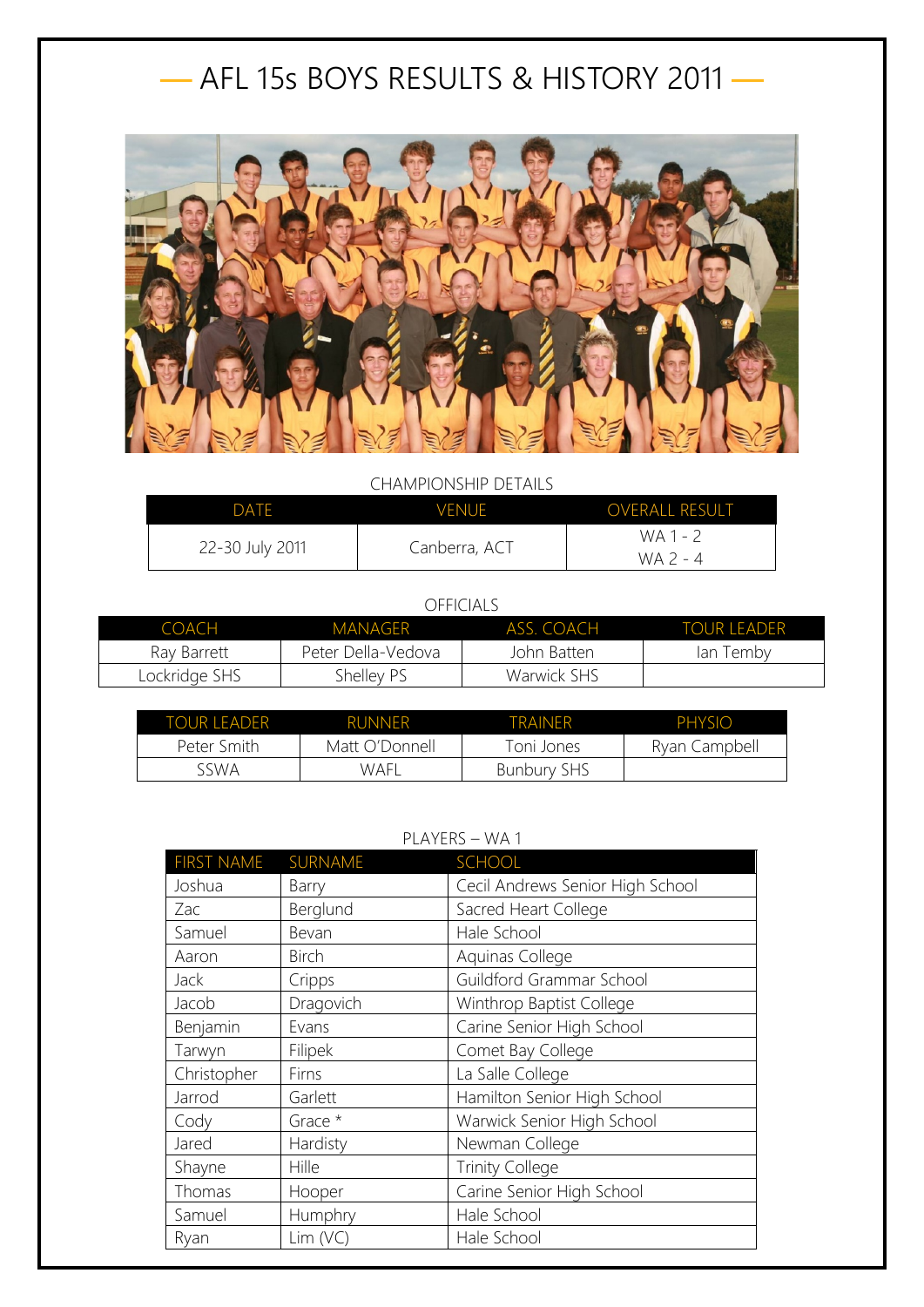# AFL 15s BOYS RESULTS & HISTORY 2011

CHAMPIONSHIP DETAILS

| DATE | VENUE | OVERALL RESULT |
| --- | --- | --- |
| 22-30 July 2011 | Canberra, ACT | WA 1 - 2<br>WA 2 - 4 |

OFFICIALS

| COACH | MANAGER | ASS. COACH | TOUR LEADER |
| --- | --- | --- | --- |
| Ray Barrett | Peter Della-Vedova | John Batten | Ian Temby |
| Lockridge SHS | Shelley PS | Warwick SHS | |

| TOUR LEADER | RUNNER | TRAINER | PHYSIO |
| --- | --- | --- | --- |
| Peter Smith | Matt O'Donnell | Toni Jones | Ryan Campbell |
| SSWA | WAFL | Bunbury SHS | |

PLAYERS – WA 1

| FIRST NAME | SURNAME | SCHOOL |
| --- | --- | --- |
| Joshua | Barry | Cecil Andrews Senior High School |
| Zac | Berglund | Sacred Heart College |
| Samuel | Bevan | Hale School |
| Aaron | Birch | Aquinas College |
| Jack | Cripps | Guildford Grammar School |
| Jacob | Dragovich | Winthrop Baptist College |
| Benjamin | Evans | Carine Senior High School |
| Tarwyn | Filipek | Comet Bay College |
| Christopher | Firns | La Salle College |
| Jarrod | Garlett | Hamilton Senior High School |
| Cody | Grace * | Warwick Senior High School |
| Jared | Hardisty | Newman College |
| Shayne | Hille | Trinity College |
| Thomas | Hooper | Carine Senior High School |
| Samuel | Humphry | Hale School |
| Ryan | Lim (VC) | Hale School |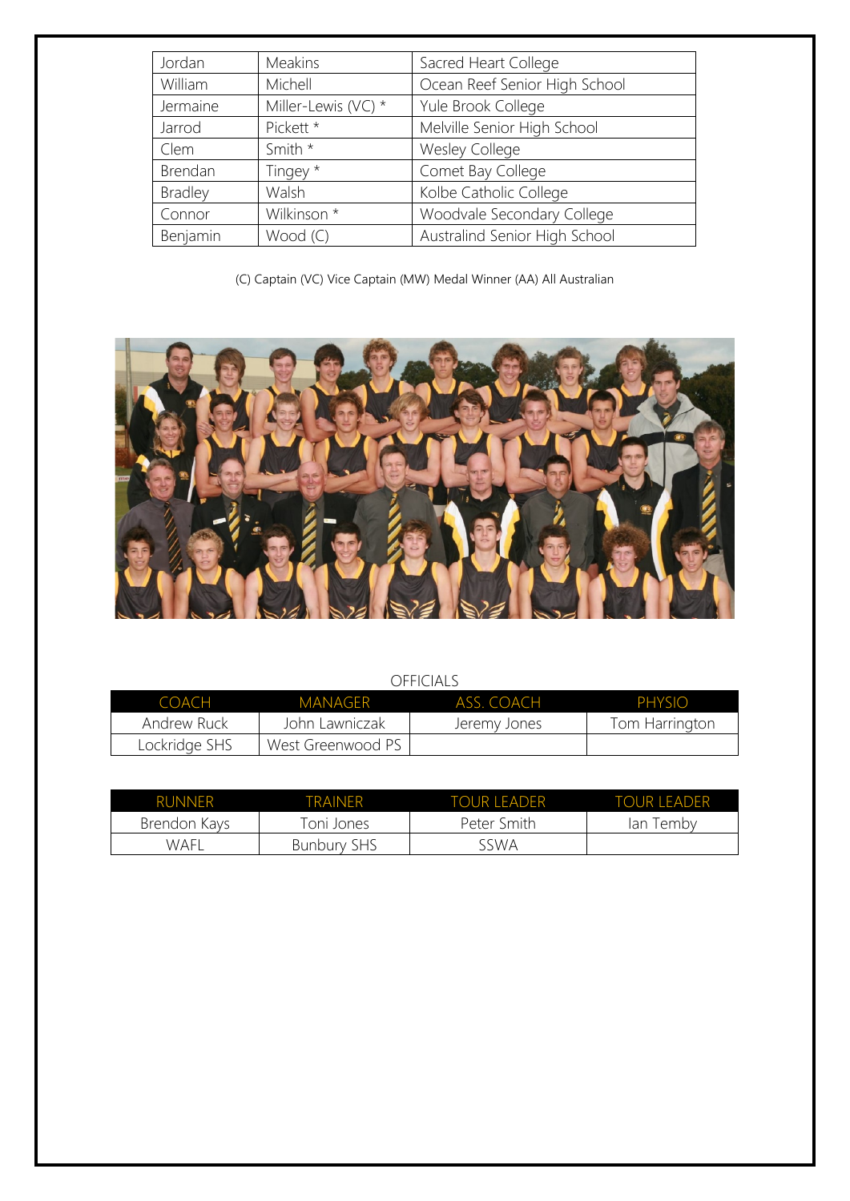| Jordan | Meakins | Sacred Heart College |
|---|---|---|
| William | Michell | Ocean Reef Senior High School |
| Jermaine | Miller-Lewis (VC) * | Yule Brook College |
| Jarrod | Pickett * | Melville Senior High School |
| Clem | Smith * | Wesley College |
| Brendan | Tingey * | Comet Bay College |
| Bradley | Walsh | Kolbe Catholic College |
| Connor | Wilkinson * | Woodvale Secondary College |
| Benjamin | Wood (C) | Australind Senior High School |

(C) Captain (VC) Vice Captain (MW) Medal Winner (AA) All Australian

OFFICIALS

| COACH | MANAGER | ASS. COACH | PHYSIO |
|---|---|---|---|
| Andrew Ruck | John Lawniczak | Jeremy Jones | Tom Harrington |
| Lockridge SHS | West Greenwood PS | | |

| RUNNER | TRAINER | TOUR LEADER | TOUR LEADER |
|---|---|---|---|
| Brendon Kays | Toni Jones | Peter Smith | Ian Temby |
| WAFL | Bunbury SHS | SSWA | |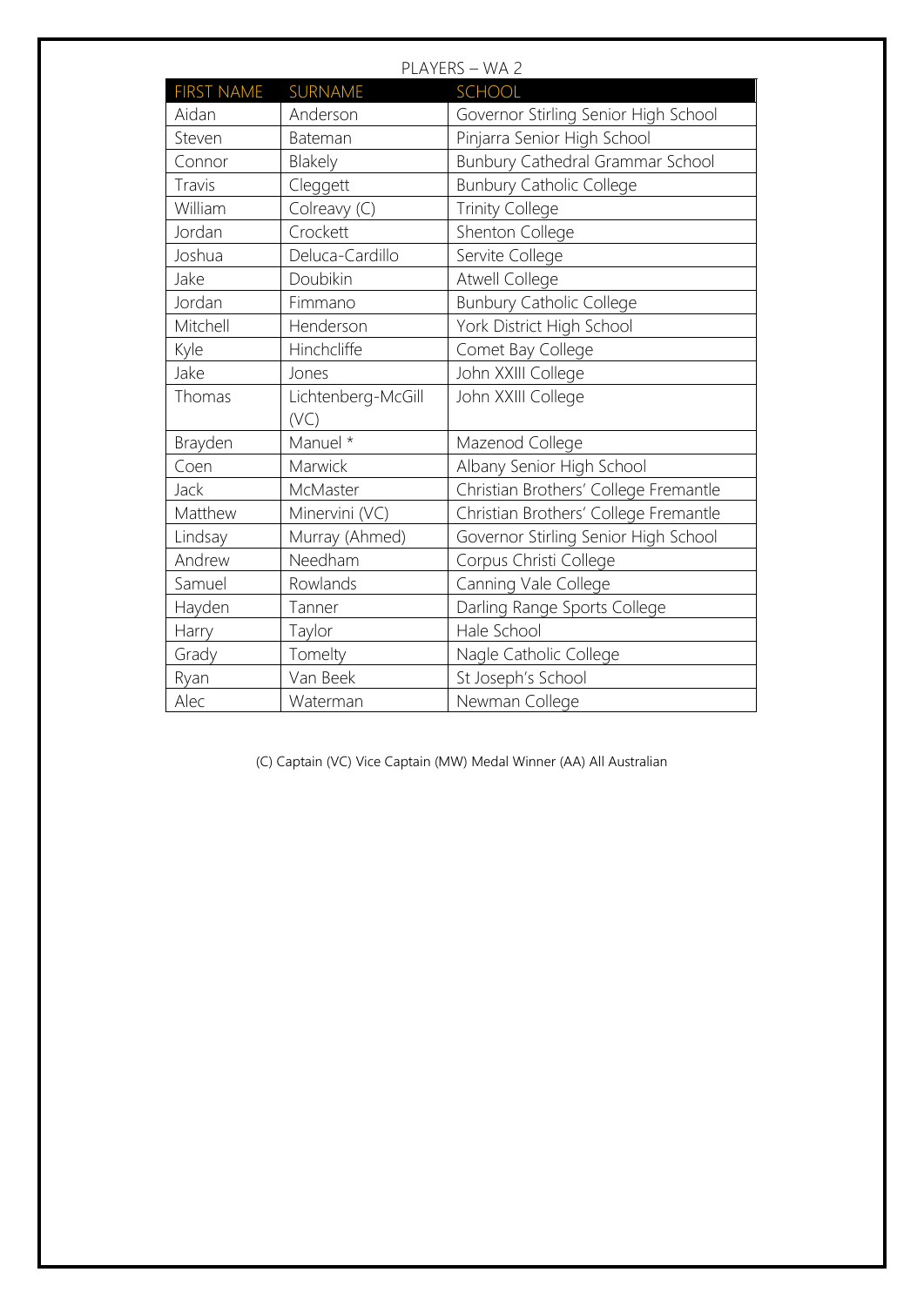PLAYERS – WA 2

| FIRST NAME | SURNAME | SCHOOL |
|---|---|---|
| Aidan | Anderson | Governor Stirling Senior High School |
| Steven | Bateman | Pinjarra Senior High School |
| Connor | Blakely | Bunbury Cathedral Grammar School |
| Travis | Cleggett | Bunbury Catholic College |
| William | Colreavy (C) | Trinity College |
| Jordan | Crockett | Shenton College |
| Joshua | Deluca-Cardillo | Servite College |
| Jake | Doubikin | Atwell College |
| Jordan | Fimmano | Bunbury Catholic College |
| Mitchell | Henderson | York District High School |
| Kyle | Hinchcliffe | Comet Bay College |
| Jake | Jones | John XXIII College |
| Thomas | Lichtenberg-McGill (VC) | John XXIII College |
| Brayden | Manuel * | Mazenod College |
| Coen | Marwick | Albany Senior High School |
| Jack | McMaster | Christian Brothers' College Fremantle |
| Matthew | Minervini (VC) | Christian Brothers' College Fremantle |
| Lindsay | Murray (Ahmed) | Governor Stirling Senior High School |
| Andrew | Needham | Corpus Christi College |
| Samuel | Rowlands | Canning Vale College |
| Hayden | Tanner | Darling Range Sports College |
| Harry | Taylor | Hale School |
| Grady | Tomelty | Nagle Catholic College |
| Ryan | Van Beek | St Joseph's School |
| Alec | Waterman | Newman College |

(C) Captain (VC) Vice Captain (MW) Medal Winner (AA) All Australian